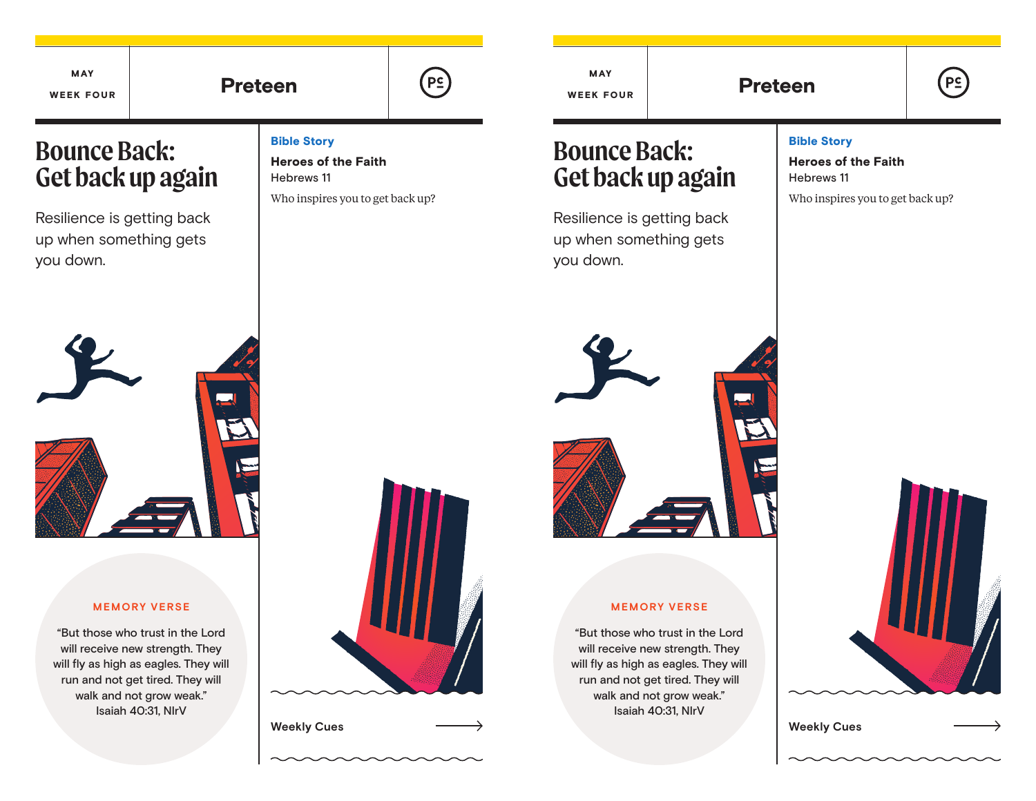MAY

WEEK FOUR

**Preteen**

# Bounce Back: Get back up again

Resilience is getting back up when something gets you down.

MEMORY VERSE

"But those who trust in the Lord will receive new strength. They will fly as high as eagles. They will run and not get tired. They will walk and not grow weak."
Isaiah 40:31, NIrV

**Bible Story**

**Heroes of the Faith**
Hebrews 11

Who inspires you to get back up?

**Weekly Cues** →

MAY

WEEK FOUR

**Preteen**

# Bounce Back: Get back up again

Resilience is getting back up when something gets you down.

MEMORY VERSE

"But those who trust in the Lord will receive new strength. They will fly as high as eagles. They will run and not get tired. They will walk and not grow weak."
Isaiah 40:31, NIrV

**Bible Story**

**Heroes of the Faith**
Hebrews 11

Who inspires you to get back up?

**Weekly Cues** →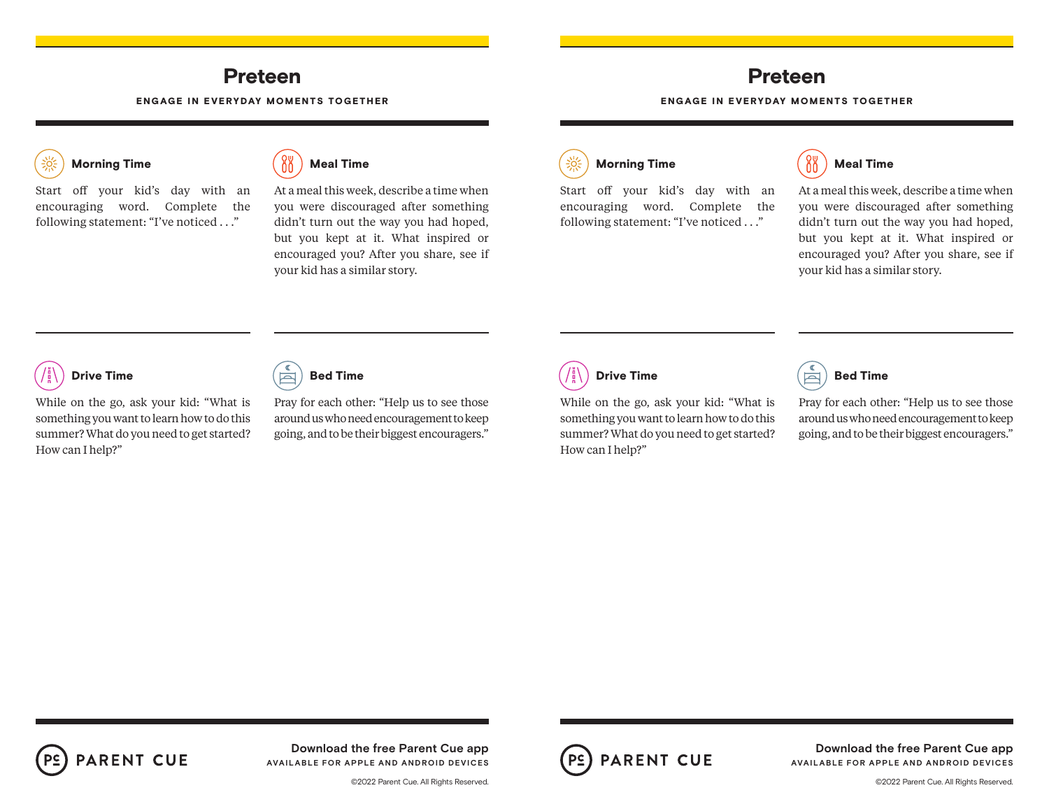# Preteen

**ENGAGE IN EVERYDAY MOMENTS TOGETHER**

### Morning Time

Start off your kid's day with an encouraging word. Complete the following statement: "I've noticed . . ."

### Meal Time

At a meal this week, describe a time when you were discouraged after something didn't turn out the way you had hoped, but you kept at it. What inspired or encouraged you? After you share, see if your kid has a similar story.

### Drive Time

While on the go, ask your kid: "What is something you want to learn how to do this summer? What do you need to get started? How can I help?"

### Bed Time

Pray for each other: "Help us to see those around us who need encouragement to keep going, and to be their biggest encouragers."

PARENT CUE

**Download the free Parent Cue app**

AVAILABLE FOR APPLE AND ANDROID DEVICES

©2022 Parent Cue. All Rights Reserved.

# Preteen

**ENGAGE IN EVERYDAY MOMENTS TOGETHER**

### Morning Time

Start off your kid's day with an encouraging word. Complete the following statement: "I've noticed . . ."

### Meal Time

At a meal this week, describe a time when you were discouraged after something didn't turn out the way you had hoped, but you kept at it. What inspired or encouraged you? After you share, see if your kid has a similar story.

### Drive Time

While on the go, ask your kid: "What is something you want to learn how to do this summer? What do you need to get started? How can I help?"

### Bed Time

Pray for each other: "Help us to see those around us who need encouragement to keep going, and to be their biggest encouragers."

PARENT CUE

**Download the free Parent Cue app**

AVAILABLE FOR APPLE AND ANDROID DEVICES

©2022 Parent Cue. All Rights Reserved.